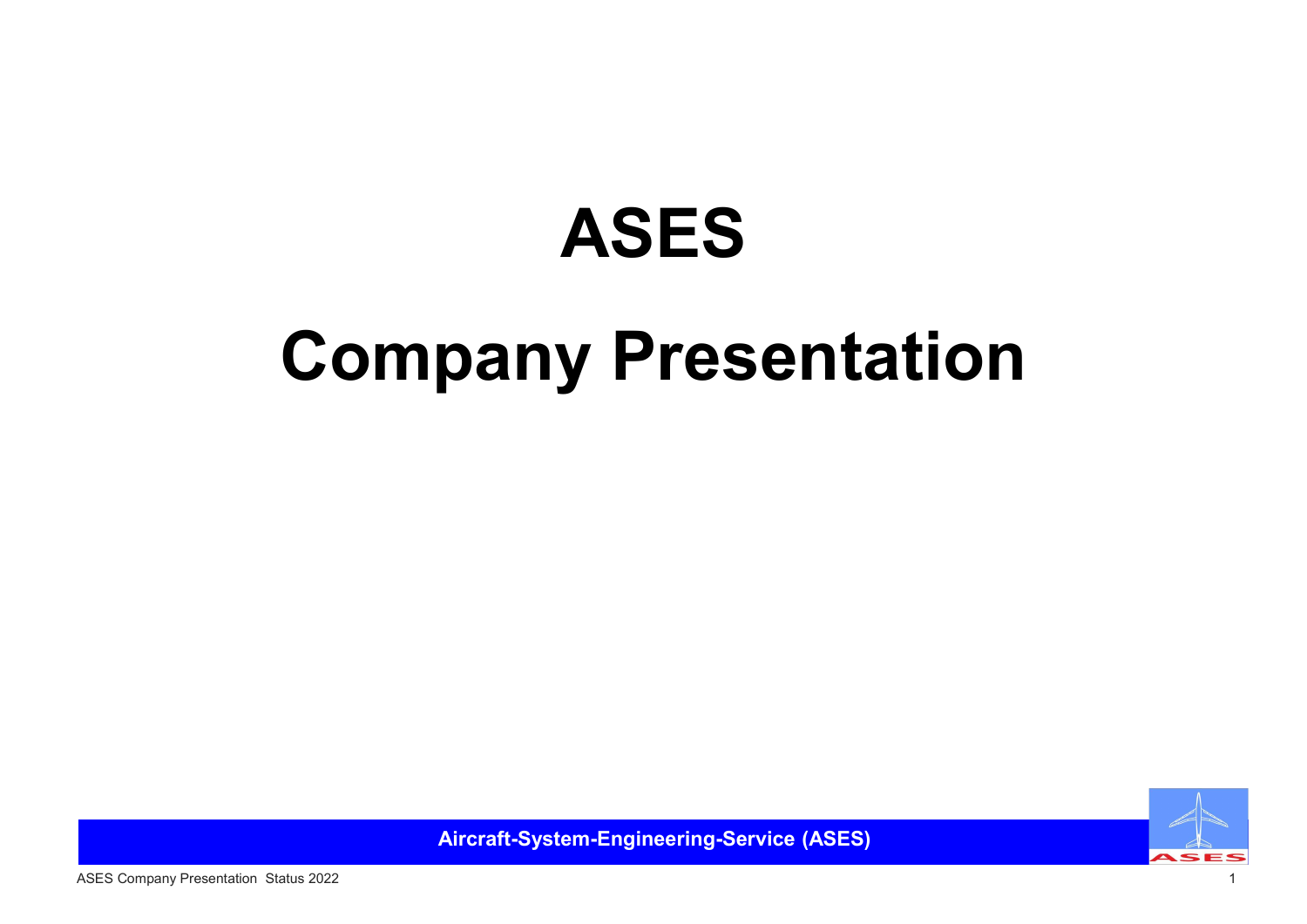# ASES

# Company Presentation

**Aircraft-System-Engineering-Service (ASES)**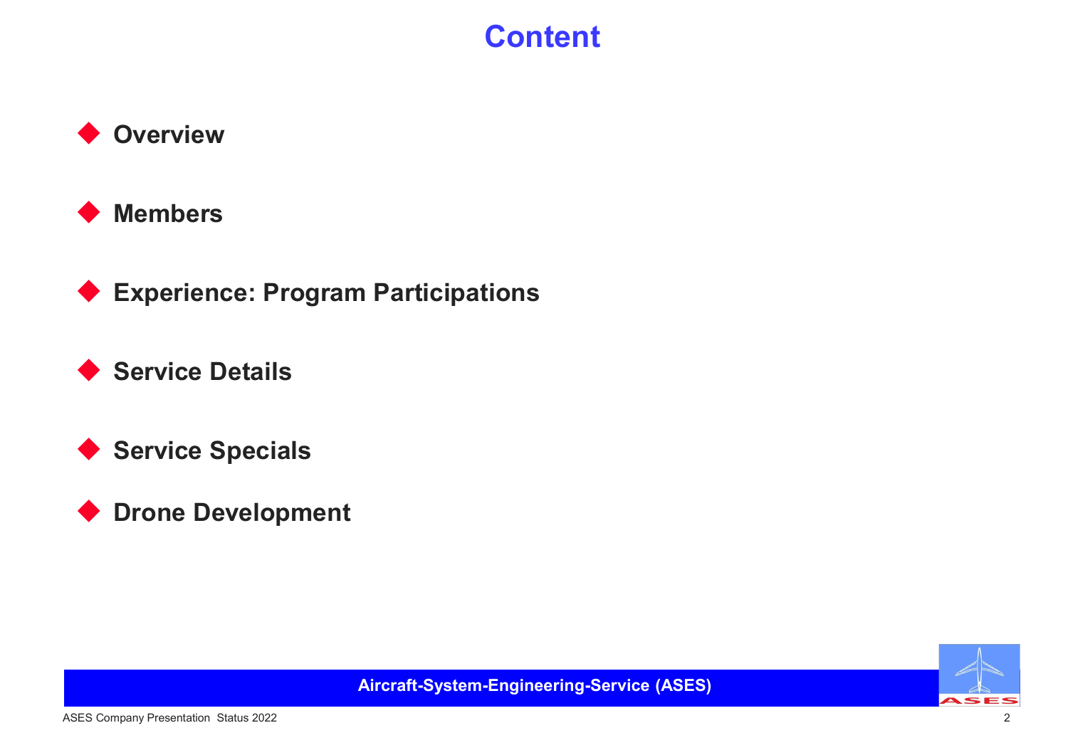# Content

- **Overview**
- **Members**
- **Experience: Program Participations**
- **Service Details**
- **Service Specials**
- **Drone Development**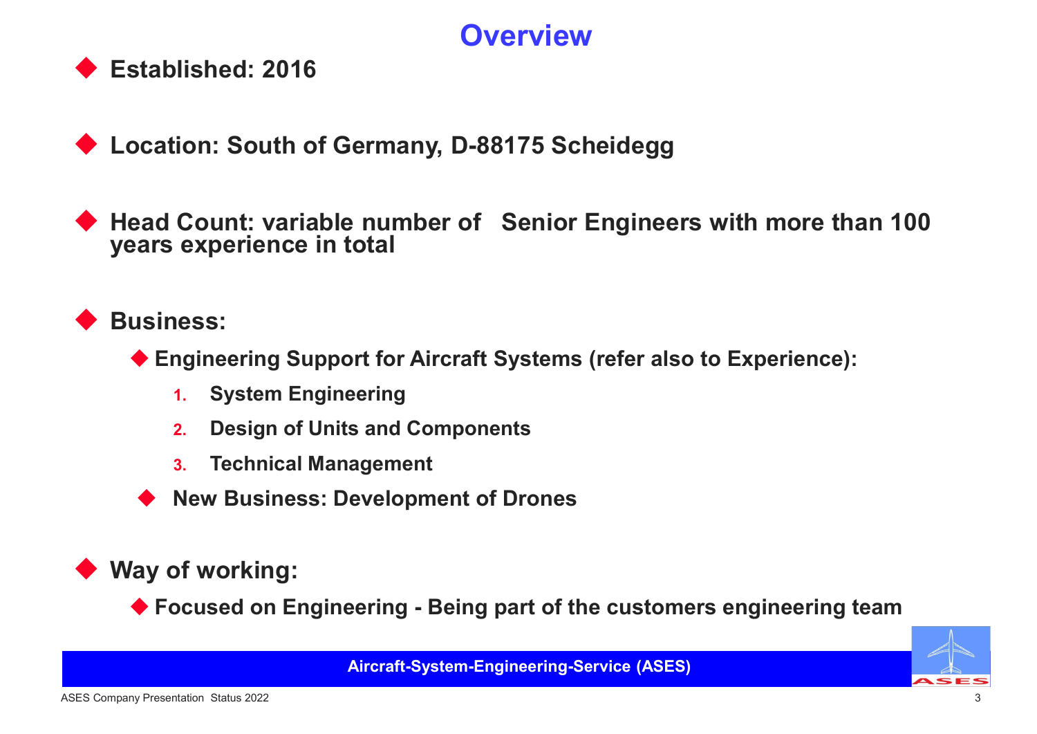# Overview

- **Established: 2016**

- **Location: South of Germany, D-88175 Scheidegg**

- **Head Count: variable number of Senior Engineers with more than 100 years experience in total**

- **Business:**
  - **Engineering Support for Aircraft Systems (refer also to Experience):**
    1. **System Engineering**
    2. **Design of Units and Components**
    3. **Technical Management**
  - **New Business: Development of Drones**

- **Way of working:**
  - **Focused on Engineering - Being part of the customers engineering team**

**Aircraft-System-Engineering-Service (ASES)**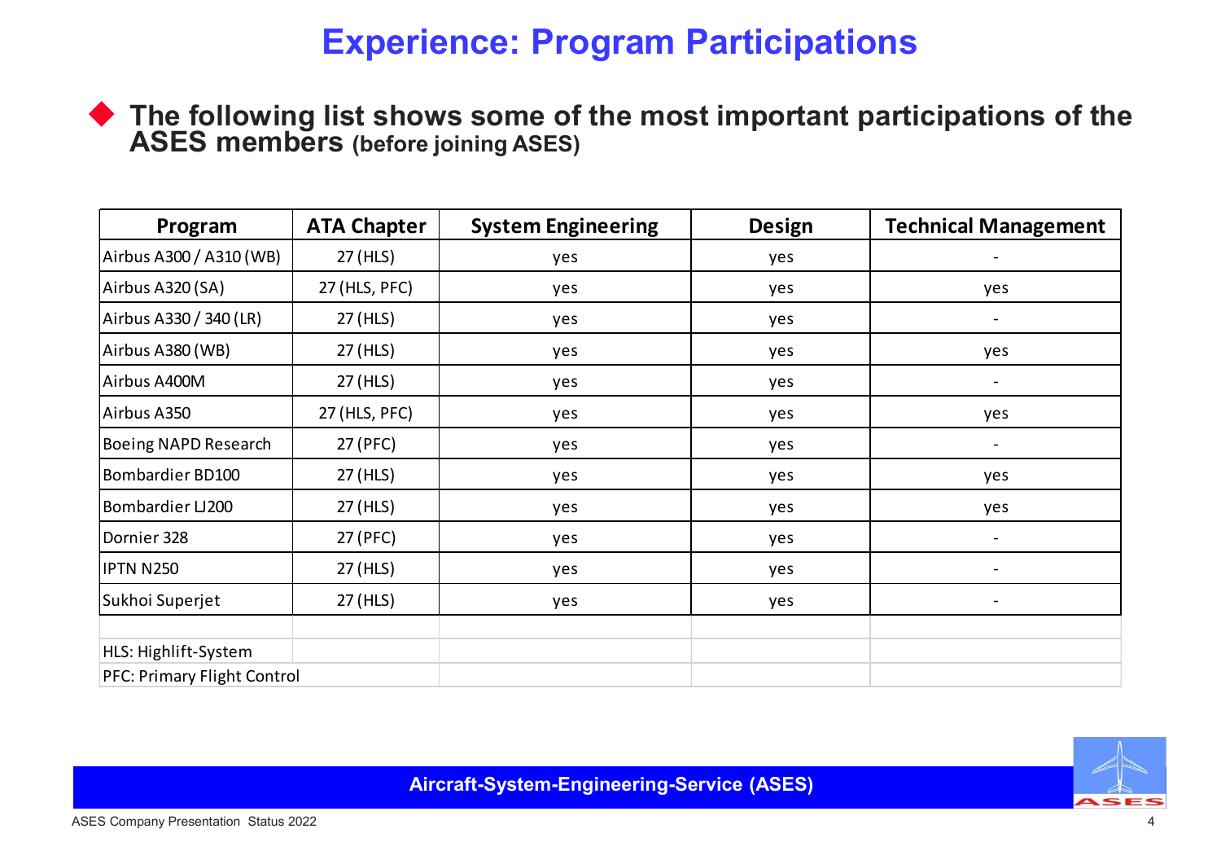# Experience: Program Participations

- **The following list shows some of the most important participations of the ASES members (before joining ASES)**

| Program | ATA Chapter | System Engineering | Design | Technical Management |
|---|---|---|---|---|
| Airbus A300 / A310 (WB) | 27 (HLS) | yes | yes | - |
| Airbus A320 (SA) | 27 (HLS, PFC) | yes | yes | yes |
| Airbus A330 / 340 (LR) | 27 (HLS) | yes | yes | - |
| Airbus A380 (WB) | 27 (HLS) | yes | yes | yes |
| Airbus A400M | 27 (HLS) | yes | yes | - |
| Airbus A350 | 27 (HLS, PFC) | yes | yes | yes |
| Boeing NAPD Research | 27 (PFC) | yes | yes | - |
| Bombardier BD100 | 27 (HLS) | yes | yes | yes |
| Bombardier LJ200 | 27 (HLS) | yes | yes | yes |
| Dornier 328 | 27 (PFC) | yes | yes | - |
| IPTN N250 | 27 (HLS) | yes | yes | - |
| Sukhoi Superjet | 27 (HLS) | yes | yes | - |

HLS: Highlift-System

PFC: Primary Flight Control

Aircraft-System-Engineering-Service (ASES)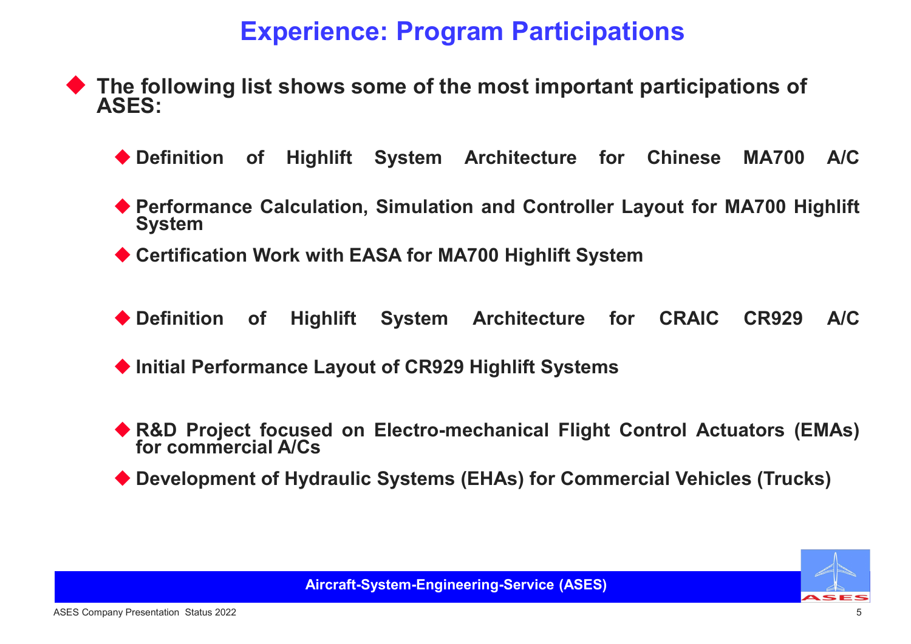# Experience: Program Participations

- **The following list shows some of the most important participations of ASES:**
  - **Definition of Highlift System Architecture for Chinese MA700 A/C**
  - **Performance Calculation, Simulation and Controller Layout for MA700 Highlift System**
  - **Certification Work with EASA for MA700 Highlift System**
  - **Definition of Highlift System Architecture for CRAIC CR929 A/C**
  - **Initial Performance Layout of CR929 Highlift Systems**
  - **R&D Project focused on Electro-mechanical Flight Control Actuators (EMAs) for commercial A/Cs**
  - **Development of Hydraulic Systems (EHAs) for Commercial Vehicles (Trucks)**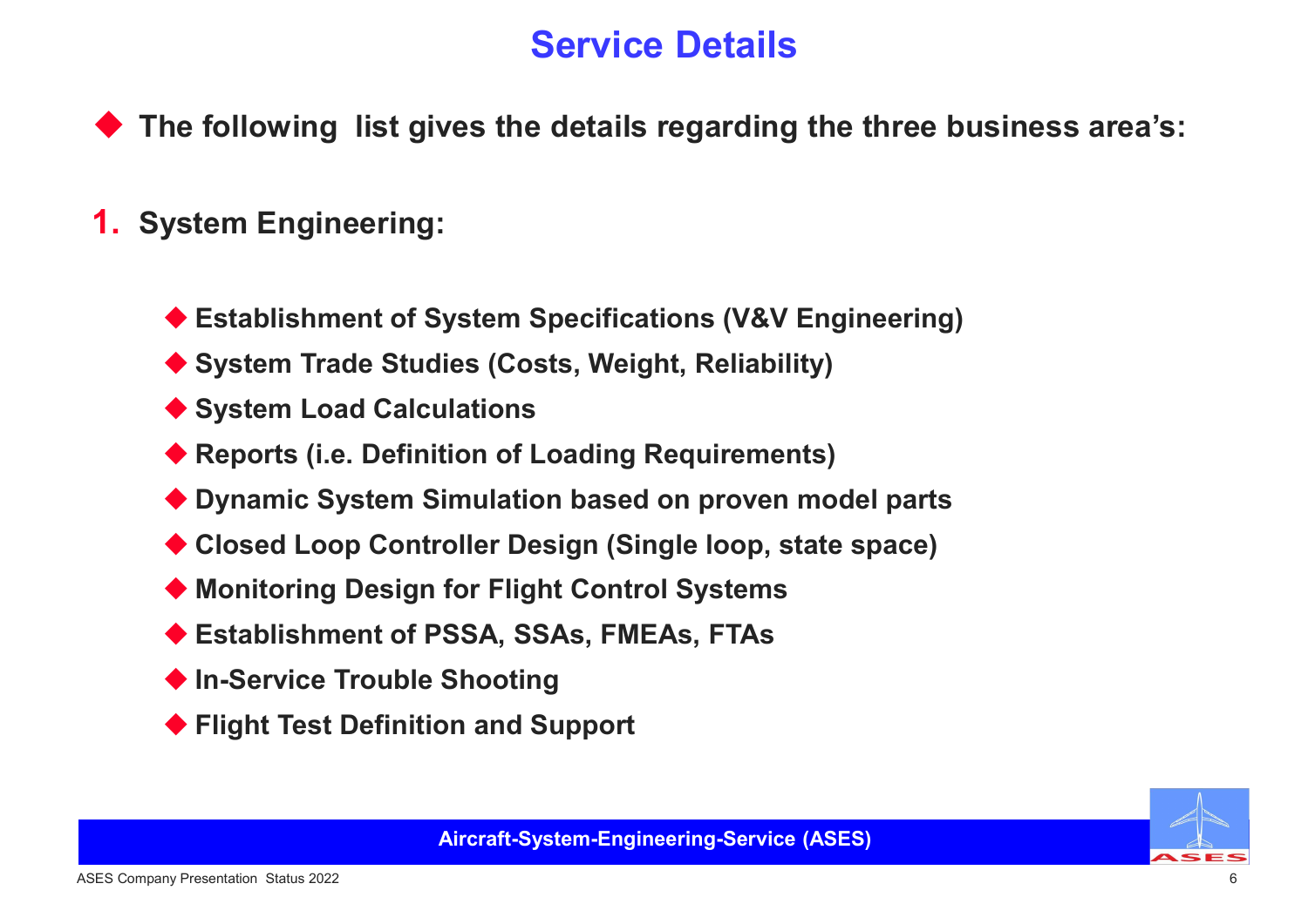# Service Details

- **The following  list gives the details regarding the three business area's:**

**1. System Engineering:**

- **Establishment of System Specifications (V&V Engineering)**
- **System Trade Studies (Costs, Weight, Reliability)**
- **System Load Calculations**
- **Reports (i.e. Definition of Loading Requirements)**
- **Dynamic System Simulation based on proven model parts**
- **Closed Loop Controller Design (Single loop, state space)**
- **Monitoring Design for Flight Control Systems**
- **Establishment of PSSA, SSAs, FMEAs, FTAs**
- **In-Service Trouble Shooting**
- **Flight Test Definition and Support**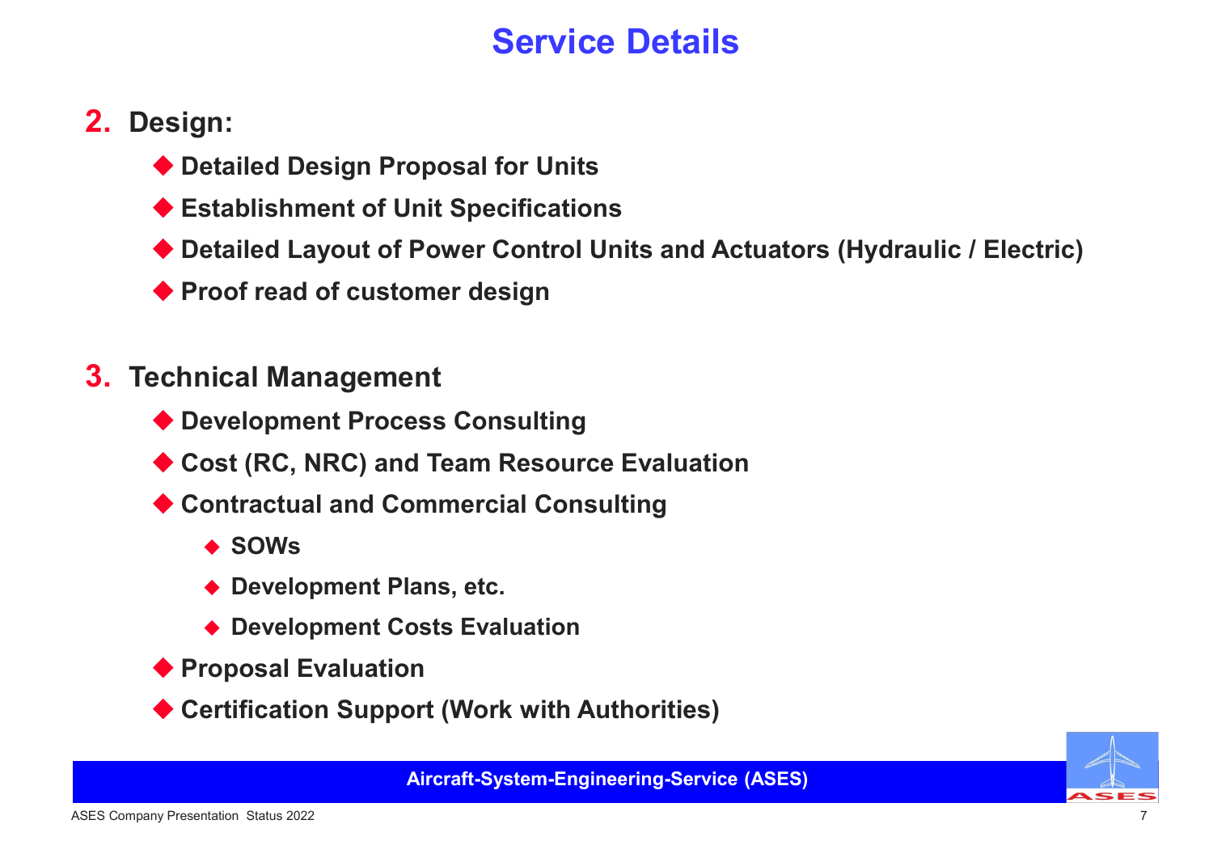# Service Details

2. **Design:**
    - **Detailed Design Proposal for Units**
    - **Establishment of Unit Specifications**
    - **Detailed Layout of Power Control Units and Actuators (Hydraulic / Electric)**
    - **Proof read of customer design**

3. **Technical Management**
    - **Development Process Consulting**
    - **Cost (RC, NRC) and Team Resource Evaluation**
    - **Contractual and Commercial Consulting**
        - **SOWs**
        - **Development Plans, etc.**
        - **Development Costs Evaluation**
    - **Proposal Evaluation**
    - **Certification Support (Work with Authorities)**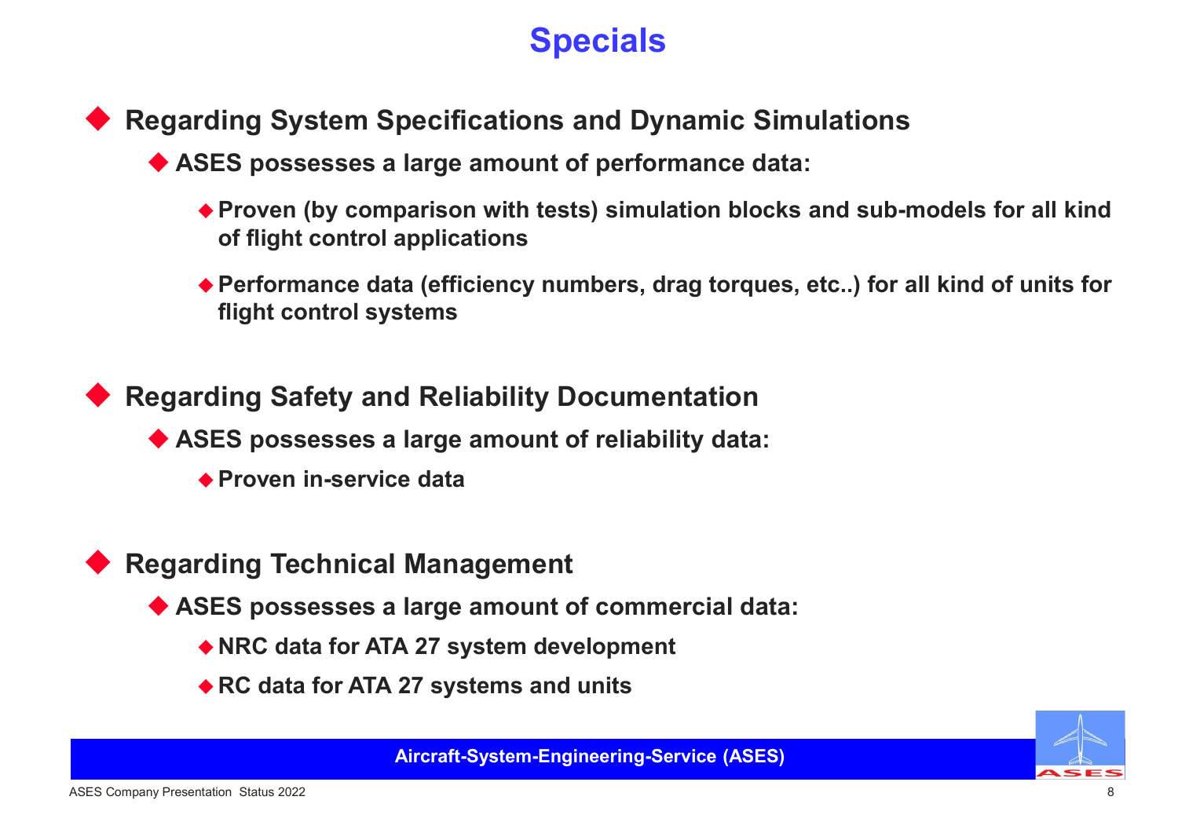# Specials

- **Regarding System Specifications and Dynamic Simulations**
  - **ASES possesses a large amount of performance data:**
    - **Proven (by comparison with tests) simulation blocks and sub-models for all kind of flight control applications**
    - **Performance data (efficiency numbers, drag torques, etc..) for all kind of units for flight control systems**

- **Regarding Safety and Reliability Documentation**
  - **ASES possesses a large amount of reliability data:**
    - **Proven in-service data**

- **Regarding Technical Management**
  - **ASES possesses a large amount of commercial data:**
    - **NRC data for ATA 27 system development**
    - **RC data for ATA 27 systems and units**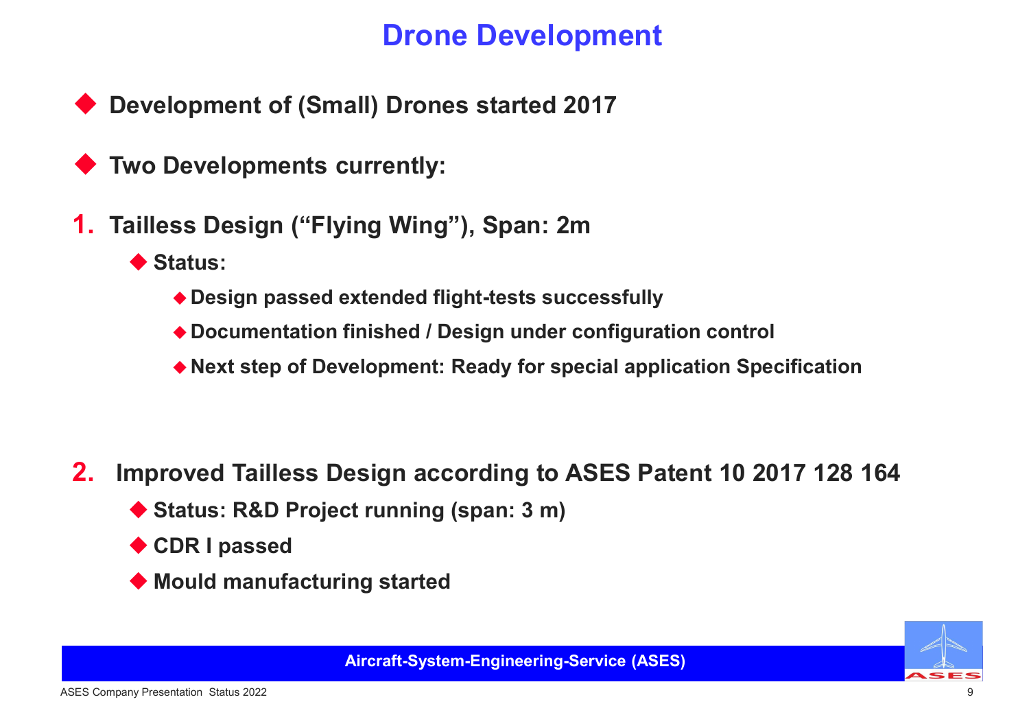# Drone Development

- **Development of (Small) Drones started 2017**

- **Two Developments currently:**

1. **Tailless Design ("Flying Wing"), Span: 2m**
   - **Status:**
     - **Design passed extended flight-tests successfully**
     - **Documentation finished / Design under configuration control**
     - **Next step of Development: Ready for special application Specification**

2. **Improved Tailless Design according to ASES Patent 10 2017 128 164**
   - **Status: R&D Project running (span: 3 m)**
   - **CDR I passed**
   - **Mould manufacturing started**